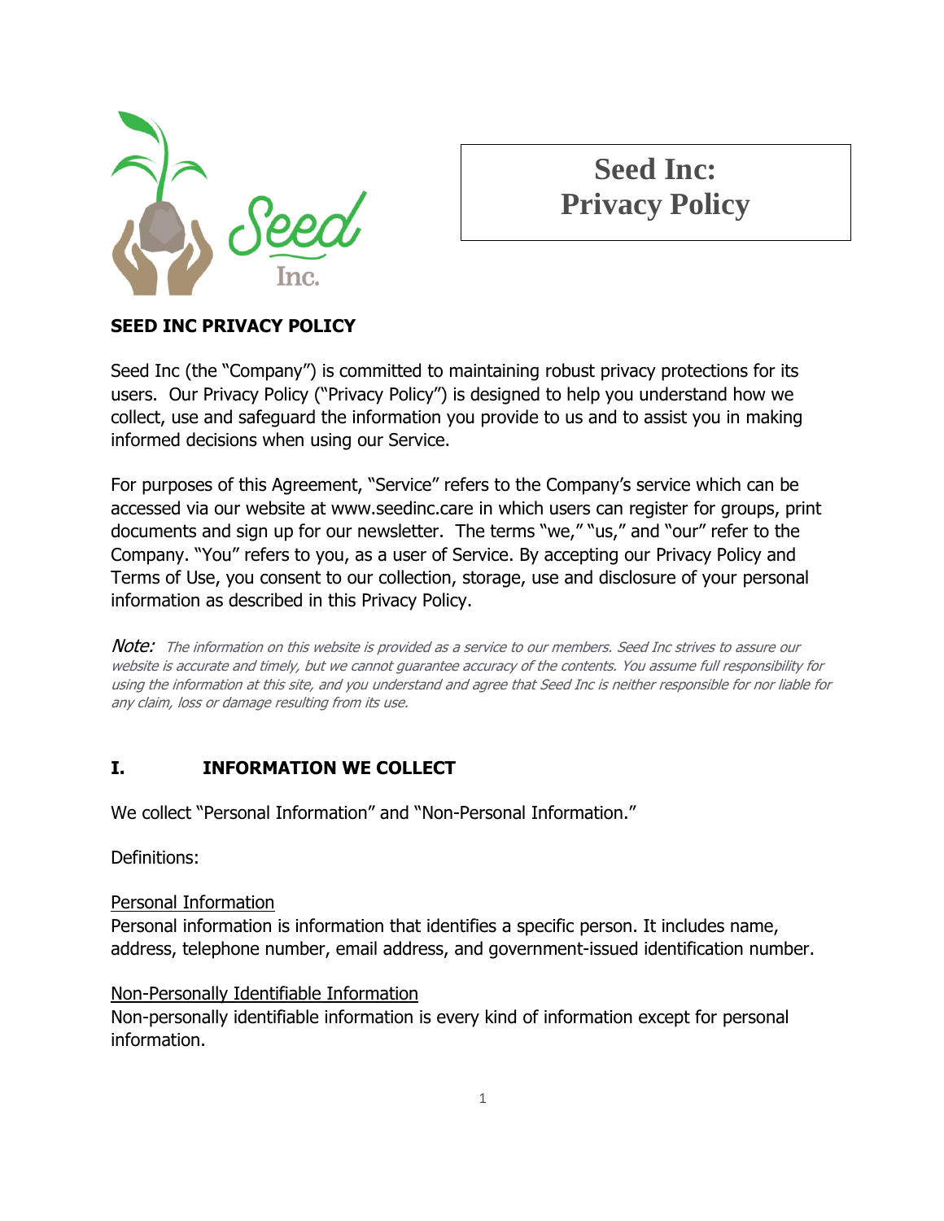# Seed Inc: Privacy Policy

## SEED INC PRIVACY POLICY

Seed Inc (the "Company") is committed to maintaining robust privacy protections for its users. Our Privacy Policy ("Privacy Policy") is designed to help you understand how we collect, use and safeguard the information you provide to us and to assist you in making informed decisions when using our Service.

For purposes of this Agreement, "Service" refers to the Company's service which can be accessed via our website at www.seedinc.care in which users can register for groups, print documents and sign up for our newsletter. The terms "we," "us," and "our" refer to the Company. "You" refers to you, as a user of Service. By accepting our Privacy Policy and Terms of Use, you consent to our collection, storage, use and disclosure of your personal information as described in this Privacy Policy.

*Note: The information on this website is provided as a service to our members. Seed Inc strives to assure our website is accurate and timely, but we cannot guarantee accuracy of the contents. You assume full responsibility for using the information at this site, and you understand and agree that Seed Inc is neither responsible for nor liable for any claim, loss or damage resulting from its use.*

## I. INFORMATION WE COLLECT

We collect "Personal Information" and "Non-Personal Information."

Definitions:

<u>Personal Information</u>
Personal information is information that identifies a specific person. It includes name, address, telephone number, email address, and government-issued identification number.

<u>Non-Personally Identifiable Information</u>
Non-personally identifiable information is every kind of information except for personal information.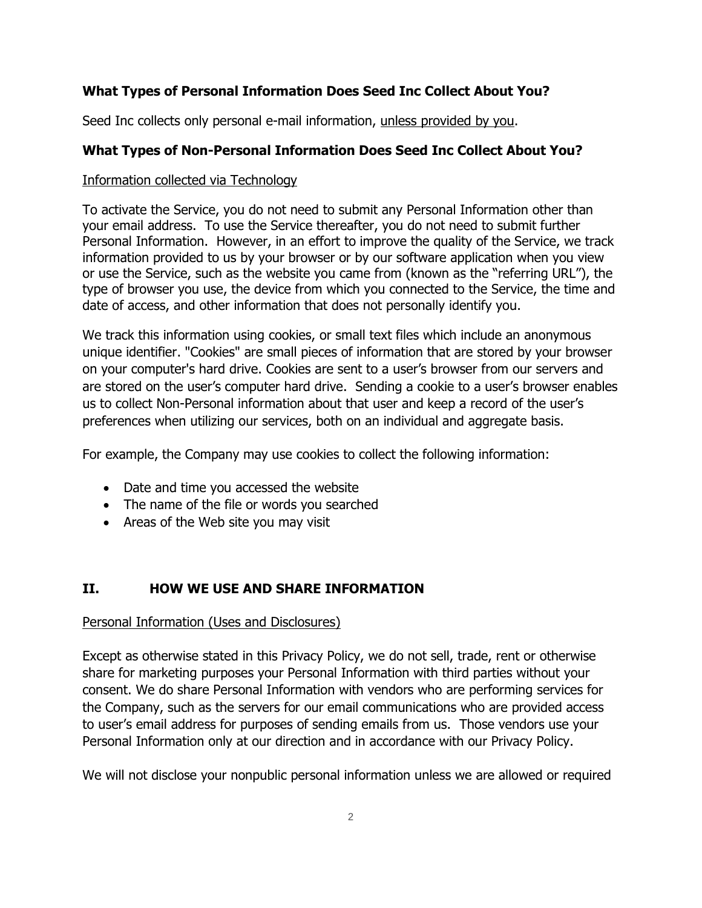### What Types of Personal Information Does Seed Inc Collect About You?

Seed Inc collects only personal e-mail information, <u>unless provided by you</u>.

### What Types of Non-Personal Information Does Seed Inc Collect About You?

<u>Information collected via Technology</u>

To activate the Service, you do not need to submit any Personal Information other than your email address. To use the Service thereafter, you do not need to submit further Personal Information. However, in an effort to improve the quality of the Service, we track information provided to us by your browser or by our software application when you view or use the Service, such as the website you came from (known as the "referring URL"), the type of browser you use, the device from which you connected to the Service, the time and date of access, and other information that does not personally identify you.

We track this information using cookies, or small text files which include an anonymous unique identifier. "Cookies" are small pieces of information that are stored by your browser on your computer's hard drive. Cookies are sent to a user's browser from our servers and are stored on the user's computer hard drive. Sending a cookie to a user's browser enables us to collect Non-Personal information about that user and keep a record of the user's preferences when utilizing our services, both on an individual and aggregate basis.

For example, the Company may use cookies to collect the following information:

- Date and time you accessed the website
- The name of the file or words you searched
- Areas of the Web site you may visit

## II. HOW WE USE AND SHARE INFORMATION

<u>Personal Information (Uses and Disclosures)</u>

Except as otherwise stated in this Privacy Policy, we do not sell, trade, rent or otherwise share for marketing purposes your Personal Information with third parties without your consent. We do share Personal Information with vendors who are performing services for the Company, such as the servers for our email communications who are provided access to user's email address for purposes of sending emails from us. Those vendors use your Personal Information only at our direction and in accordance with our Privacy Policy.

We will not disclose your nonpublic personal information unless we are allowed or required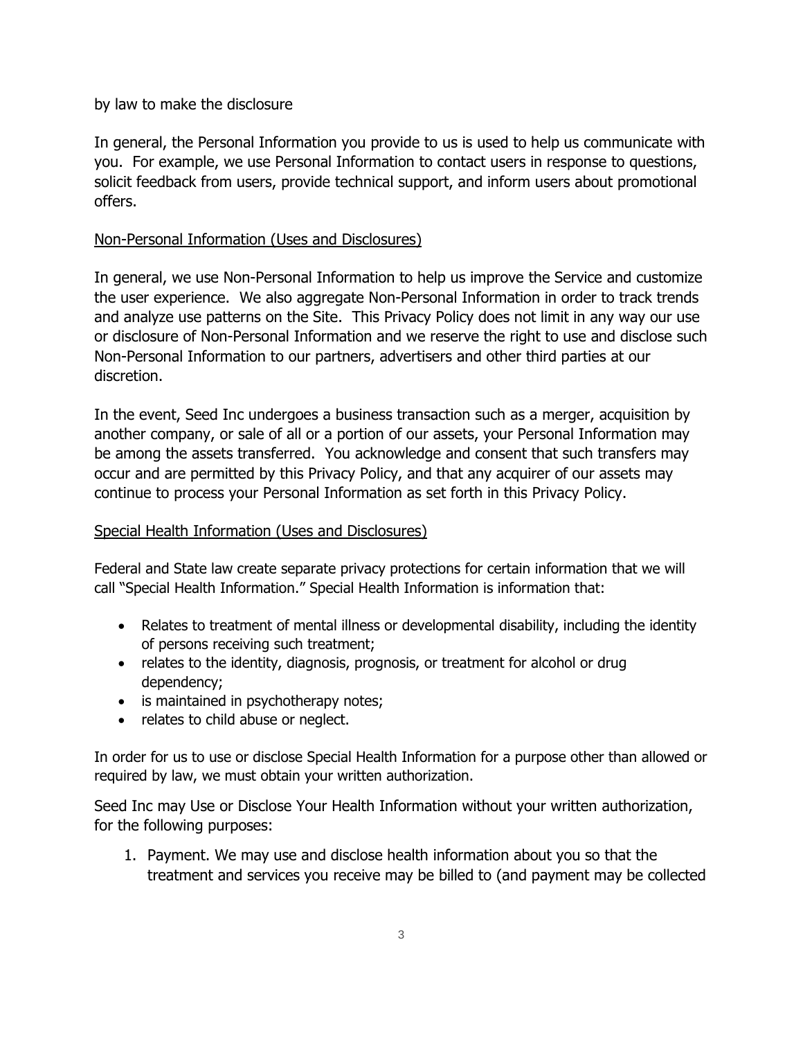by law to make the disclosure

In general, the Personal Information you provide to us is used to help us communicate with you. For example, we use Personal Information to contact users in response to questions, solicit feedback from users, provide technical support, and inform users about promotional offers.

<u>Non-Personal Information (Uses and Disclosures)</u>

In general, we use Non-Personal Information to help us improve the Service and customize the user experience. We also aggregate Non-Personal Information in order to track trends and analyze use patterns on the Site. This Privacy Policy does not limit in any way our use or disclosure of Non-Personal Information and we reserve the right to use and disclose such Non-Personal Information to our partners, advertisers and other third parties at our discretion.

In the event, Seed Inc undergoes a business transaction such as a merger, acquisition by another company, or sale of all or a portion of our assets, your Personal Information may be among the assets transferred. You acknowledge and consent that such transfers may occur and are permitted by this Privacy Policy, and that any acquirer of our assets may continue to process your Personal Information as set forth in this Privacy Policy.

<u>Special Health Information (Uses and Disclosures)</u>

Federal and State law create separate privacy protections for certain information that we will call "Special Health Information." Special Health Information is information that:

- Relates to treatment of mental illness or developmental disability, including the identity of persons receiving such treatment;
- relates to the identity, diagnosis, prognosis, or treatment for alcohol or drug dependency;
- is maintained in psychotherapy notes;
- relates to child abuse or neglect.

In order for us to use or disclose Special Health Information for a purpose other than allowed or required by law, we must obtain your written authorization.

Seed Inc may Use or Disclose Your Health Information without your written authorization, for the following purposes:

1. Payment. We may use and disclose health information about you so that the treatment and services you receive may be billed to (and payment may be collected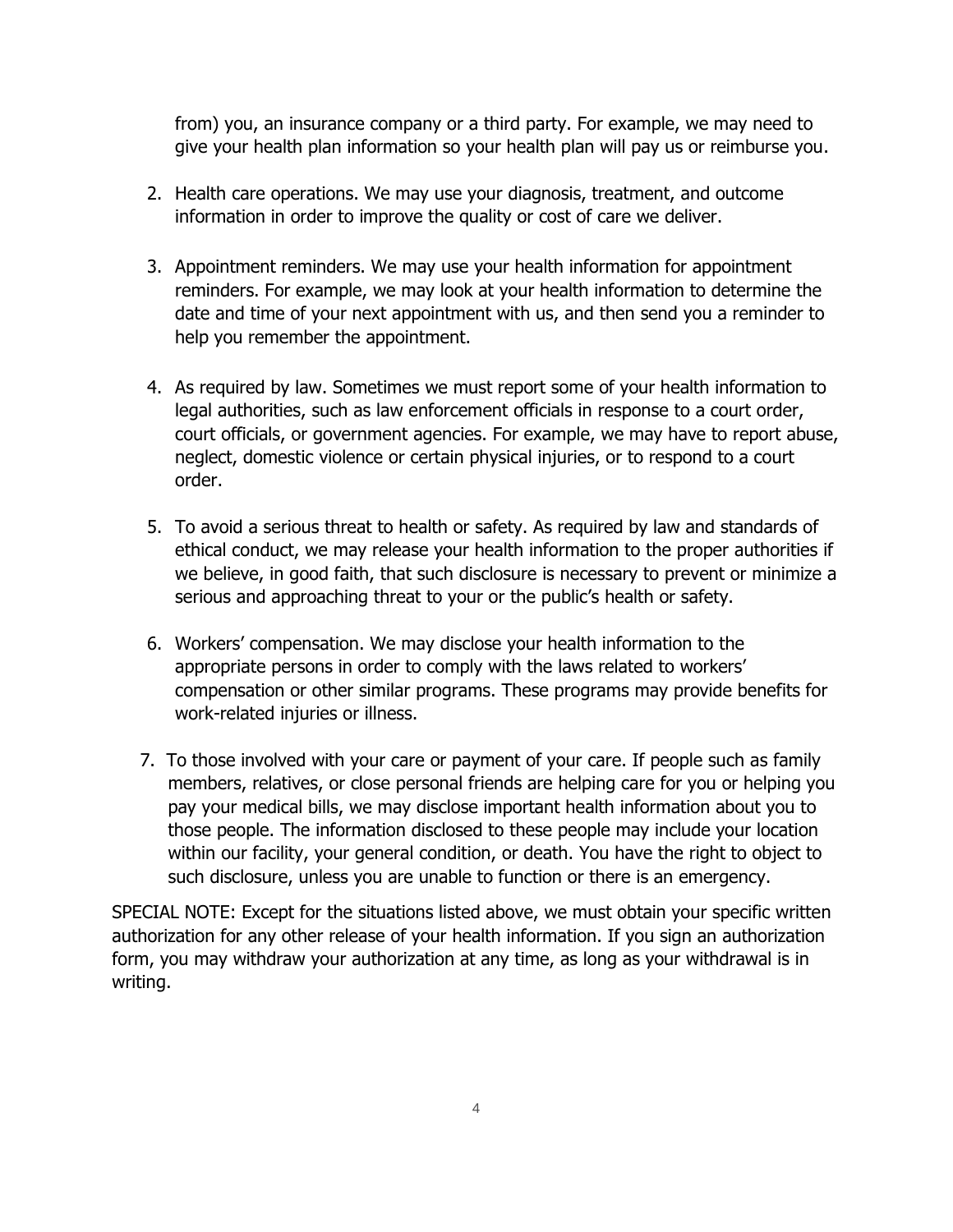from) you, an insurance company or a third party. For example, we may need to give your health plan information so your health plan will pay us or reimburse you.

2. Health care operations. We may use your diagnosis, treatment, and outcome information in order to improve the quality or cost of care we deliver.

3. Appointment reminders. We may use your health information for appointment reminders. For example, we may look at your health information to determine the date and time of your next appointment with us, and then send you a reminder to help you remember the appointment.

4. As required by law. Sometimes we must report some of your health information to legal authorities, such as law enforcement officials in response to a court order, court officials, or government agencies. For example, we may have to report abuse, neglect, domestic violence or certain physical injuries, or to respond to a court order.

5. To avoid a serious threat to health or safety. As required by law and standards of ethical conduct, we may release your health information to the proper authorities if we believe, in good faith, that such disclosure is necessary to prevent or minimize a serious and approaching threat to your or the public's health or safety.

6. Workers' compensation. We may disclose your health information to the appropriate persons in order to comply with the laws related to workers' compensation or other similar programs. These programs may provide benefits for work-related injuries or illness.

7. To those involved with your care or payment of your care. If people such as family members, relatives, or close personal friends are helping care for you or helping you pay your medical bills, we may disclose important health information about you to those people. The information disclosed to these people may include your location within our facility, your general condition, or death. You have the right to object to such disclosure, unless you are unable to function or there is an emergency.

SPECIAL NOTE: Except for the situations listed above, we must obtain your specific written authorization for any other release of your health information. If you sign an authorization form, you may withdraw your authorization at any time, as long as your withdrawal is in writing.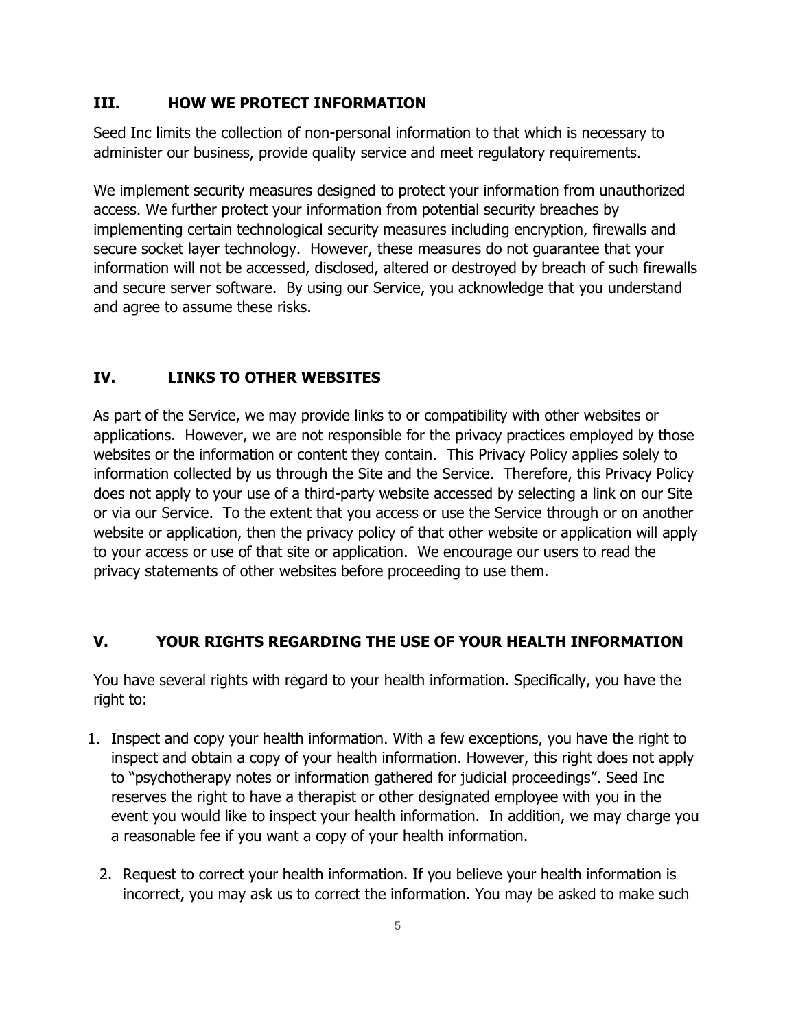## III. HOW WE PROTECT INFORMATION

Seed Inc limits the collection of non-personal information to that which is necessary to administer our business, provide quality service and meet regulatory requirements.

We implement security measures designed to protect your information from unauthorized access. We further protect your information from potential security breaches by implementing certain technological security measures including encryption, firewalls and secure socket layer technology. However, these measures do not guarantee that your information will not be accessed, disclosed, altered or destroyed by breach of such firewalls and secure server software. By using our Service, you acknowledge that you understand and agree to assume these risks.

## IV. LINKS TO OTHER WEBSITES

As part of the Service, we may provide links to or compatibility with other websites or applications. However, we are not responsible for the privacy practices employed by those websites or the information or content they contain. This Privacy Policy applies solely to information collected by us through the Site and the Service. Therefore, this Privacy Policy does not apply to your use of a third-party website accessed by selecting a link on our Site or via our Service. To the extent that you access or use the Service through or on another website or application, then the privacy policy of that other website or application will apply to your access or use of that site or application. We encourage our users to read the privacy statements of other websites before proceeding to use them.

## V. YOUR RIGHTS REGARDING THE USE OF YOUR HEALTH INFORMATION

You have several rights with regard to your health information. Specifically, you have the right to:

1. Inspect and copy your health information. With a few exceptions, you have the right to inspect and obtain a copy of your health information. However, this right does not apply to "psychotherapy notes or information gathered for judicial proceedings". Seed Inc reserves the right to have a therapist or other designated employee with you in the event you would like to inspect your health information. In addition, we may charge you a reasonable fee if you want a copy of your health information.

2. Request to correct your health information. If you believe your health information is incorrect, you may ask us to correct the information. You may be asked to make such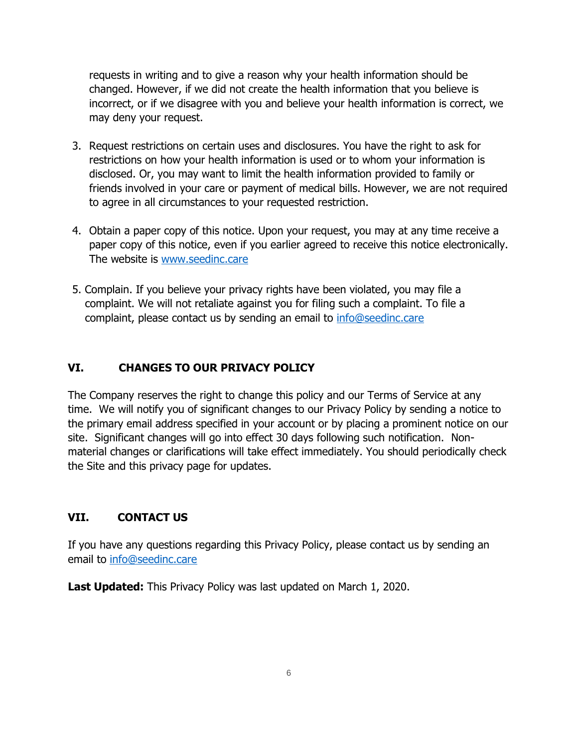requests in writing and to give a reason why your health information should be changed. However, if we did not create the health information that you believe is incorrect, or if we disagree with you and believe your health information is correct, we may deny your request.

3. Request restrictions on certain uses and disclosures. You have the right to ask for restrictions on how your health information is used or to whom your information is disclosed. Or, you may want to limit the health information provided to family or friends involved in your care or payment of medical bills. However, we are not required to agree in all circumstances to your requested restriction.

4. Obtain a paper copy of this notice. Upon your request, you may at any time receive a paper copy of this notice, even if you earlier agreed to receive this notice electronically. The website is [www.seedinc.care](www.seedinc.care)

5. Complain. If you believe your privacy rights have been violated, you may file a complaint. We will not retaliate against you for filing such a complaint. To file a complaint, please contact us by sending an email to [info@seedinc.care](mailto:info@seedinc.care)

## VI. CHANGES TO OUR PRIVACY POLICY

The Company reserves the right to change this policy and our Terms of Service at any time. We will notify you of significant changes to our Privacy Policy by sending a notice to the primary email address specified in your account or by placing a prominent notice on our site. Significant changes will go into effect 30 days following such notification. Non-material changes or clarifications will take effect immediately. You should periodically check the Site and this privacy page for updates.

## VII. CONTACT US

If you have any questions regarding this Privacy Policy, please contact us by sending an email to [info@seedinc.care](mailto:info@seedinc.care)

**Last Updated:** This Privacy Policy was last updated on March 1, 2020.